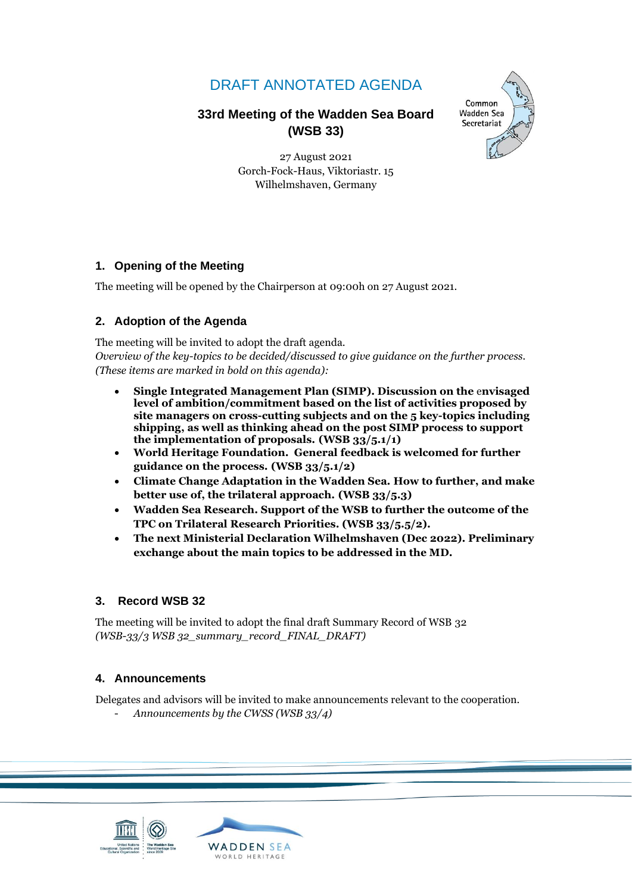# DRAFT ANNOTATED AGENDA

## 33rd Meeting of the Wadden Sea Board (WSB 33)

27 August 2021
Gorch-Fock-Haus, Viktoriastr. 15
Wilhelmshaven, Germany

### 1. Opening of the Meeting

The meeting will be opened by the Chairperson at 09:00h on 27 August 2021.

### 2. Adoption of the Agenda

The meeting will be invited to adopt the draft agenda.
*Overview of the key-topics to be decided/discussed to give guidance on the further process. (These items are marked in bold on this agenda):*

- **Single Integrated Management Plan (SIMP). Discussion on the envisaged level of ambition/commitment based on the list of activities proposed by site managers on cross-cutting subjects and on the 5 key-topics including shipping, as well as thinking ahead on the post SIMP process to support the implementation of proposals. (WSB 33/5.1/1)**
- **World Heritage Foundation. General feedback is welcomed for further guidance on the process. (WSB 33/5.1/2)**
- **Climate Change Adaptation in the Wadden Sea. How to further, and make better use of, the trilateral approach. (WSB 33/5.3)**
- **Wadden Sea Research. Support of the WSB to further the outcome of the TPC on Trilateral Research Priorities. (WSB 33/5.5/2).**
- **The next Ministerial Declaration Wilhelmshaven (Dec 2022). Preliminary exchange about the main topics to be addressed in the MD.**

### 3. Record WSB 32

The meeting will be invited to adopt the final draft Summary Record of WSB 32
*(WSB-33/3 WSB 32_summary_record_FINAL_DRAFT)*

### 4. Announcements

Delegates and advisors will be invited to make announcements relevant to the cooperation.

- *Announcements by the CWSS (WSB 33/4)*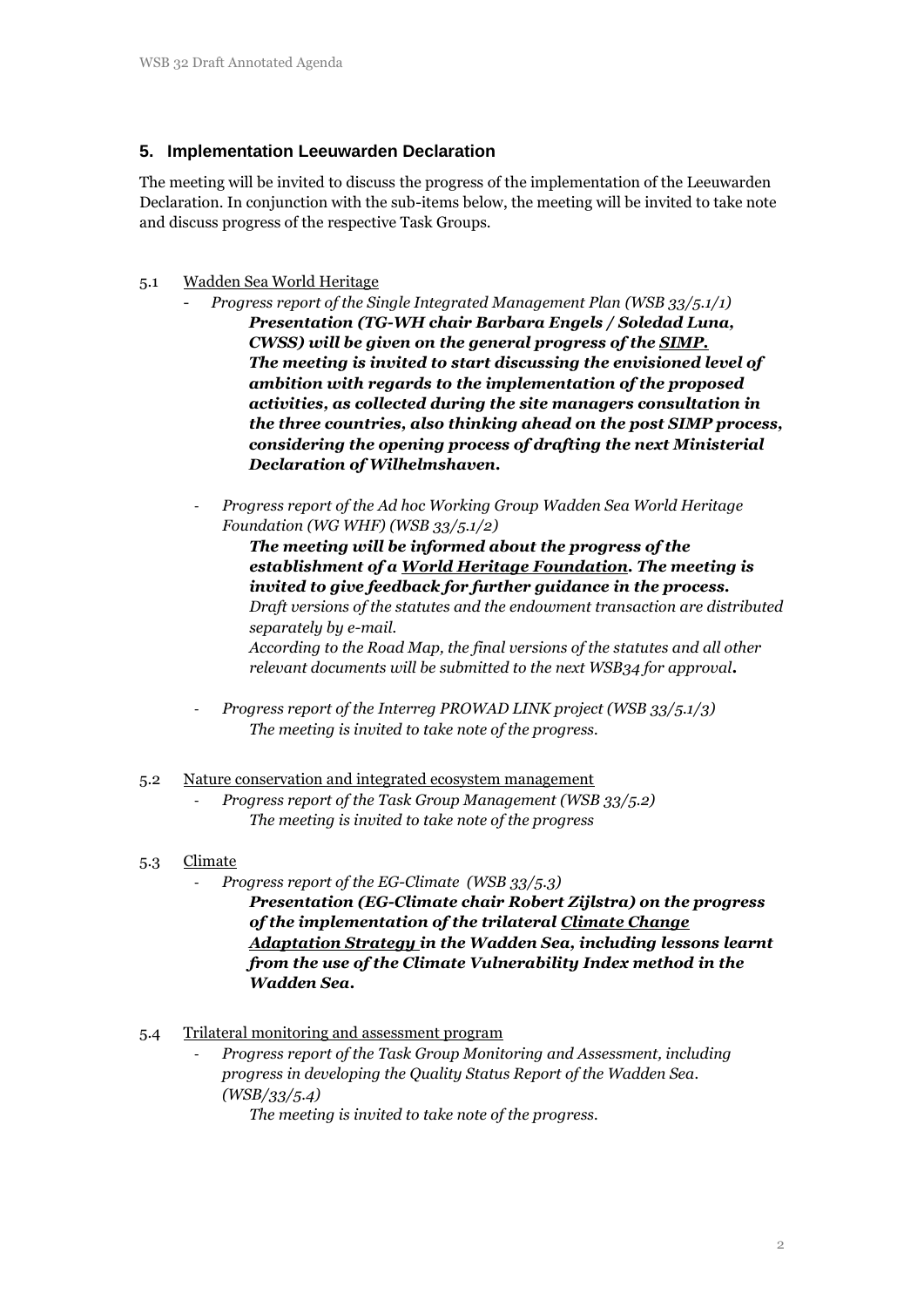## 5. Implementation Leeuwarden Declaration

The meeting will be invited to discuss the progress of the implementation of the Leeuwarden Declaration. In conjunction with the sub-items below, the meeting will be invited to take note and discuss progress of the respective Task Groups.

5.1 Wadden Sea World Heritage

- *Progress report of the Single Integrated Management Plan (WSB 33/5.1/1)*
  ***Presentation (TG-WH chair Barbara Engels / Soledad Luna, CWSS) will be given on the general progress of the SIMP.***
  ***The meeting is invited to start discussing the envisioned level of ambition with regards to the implementation of the proposed activities, as collected during the site managers consultation in the three countries, also thinking ahead on the post SIMP process, considering the opening process of drafting the next Ministerial Declaration of Wilhelmshaven.***

- *Progress report of the Ad hoc Working Group Wadden Sea World Heritage Foundation (WG WHF) (WSB 33/5.1/2)*
  ***The meeting will be informed about the progress of the establishment of a World Heritage Foundation. The meeting is invited to give feedback for further guidance in the process.***
  *Draft versions of the statutes and the endowment transaction are distributed separately by e-mail.*
  *According to the Road Map, the final versions of the statutes and all other relevant documents will be submitted to the next WSB34 for approval.*

- *Progress report of the Interreg PROWAD LINK project (WSB 33/5.1/3)*
  *The meeting is invited to take note of the progress.*

5.2 Nature conservation and integrated ecosystem management

- *Progress report of the Task Group Management (WSB 33/5.2)*
  *The meeting is invited to take note of the progress*

5.3 Climate

- *Progress report of the EG-Climate (WSB 33/5.3)*
  ***Presentation (EG-Climate chair Robert Zijlstra) on the progress of the implementation of the trilateral Climate Change Adaptation Strategy in the Wadden Sea, including lessons learnt from the use of the Climate Vulnerability Index method in the Wadden Sea.***

5.4 Trilateral monitoring and assessment program

- *Progress report of the Task Group Monitoring and Assessment, including progress in developing the Quality Status Report of the Wadden Sea. (WSB/33/5.4)*
  *The meeting is invited to take note of the progress.*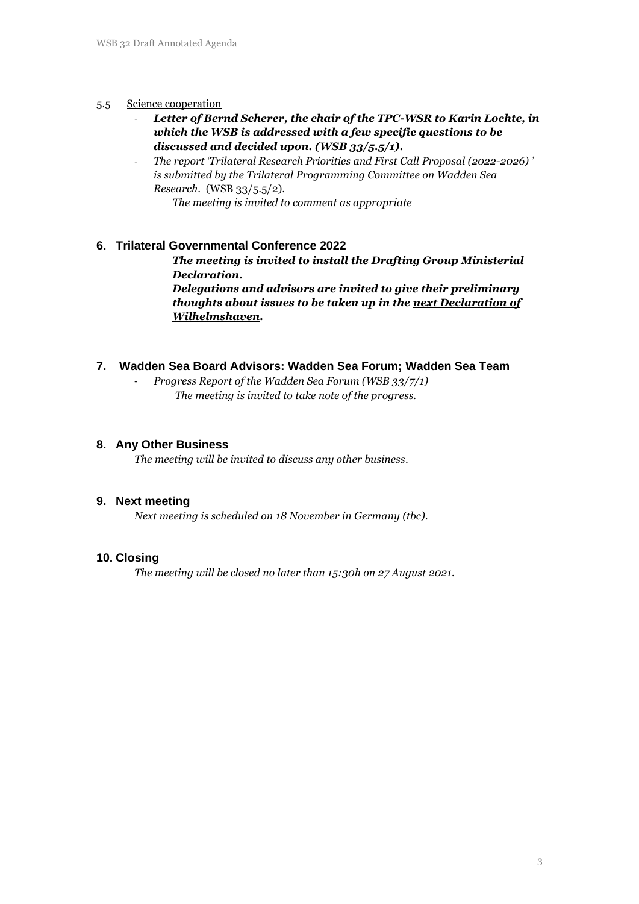5.5 <u>Science cooperation</u>

- ***Letter of Bernd Scherer, the chair of the TPC-WSR to Karin Lochte, in which the WSB is addressed with a few specific questions to be discussed and decided upon. (WSB 33/5.5/1).***
- *The report 'Trilateral Research Priorities and First Call Proposal (2022-2026)' is submitted by the Trilateral Programming Committee on Wadden Sea Research.* (WSB 33/5.5/2).

  *The meeting is invited to comment as appropriate*

## 6. Trilateral Governmental Conference 2022

***The meeting is invited to install the Drafting Group Ministerial Declaration.***

***Delegations and advisors are invited to give their preliminary thoughts about issues to be taken up in the <u>next Declaration of Wilhelmshaven</u>.***

## 7. Wadden Sea Board Advisors: Wadden Sea Forum; Wadden Sea Team

- *Progress Report of the Wadden Sea Forum (WSB 33/7/1)*

  *The meeting is invited to take note of the progress.*

## 8. Any Other Business

*The meeting will be invited to discuss any other business.*

## 9. Next meeting

*Next meeting is scheduled on 18 November in Germany (tbc).*

## 10. Closing

*The meeting will be closed no later than 15:30h on 27 August 2021.*